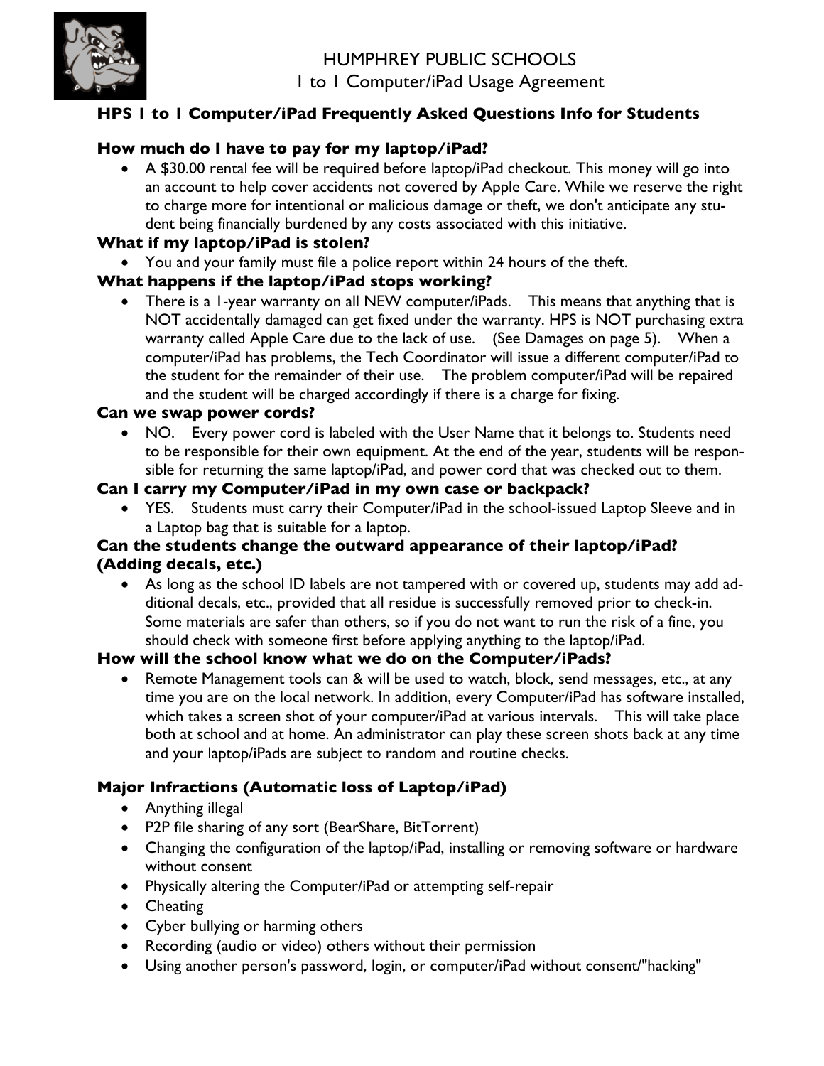# HUMPHREY PUBLIC SCHOOLS

## 1 to 1 Computer/iPad Usage Agreement

### HPS 1 to 1 Computer/iPad Frequently Asked Questions Info for Students

**How much do I have to pay for my laptop/iPad?**

- A $30.00 rental fee will be required before laptop/iPad checkout. This money will go into an account to help cover accidents not covered by Apple Care. While we reserve the right to charge more for intentional or malicious damage or theft, we don't anticipate any student being financially burdened by any costs associated with this initiative.

**What if my laptop/iPad is stolen?**

- You and your family must file a police report within 24 hours of the theft.

**What happens if the laptop/iPad stops working?**

- There is a 1-year warranty on all NEW computer/iPads. This means that anything that is NOT accidentally damaged can get fixed under the warranty. HPS is NOT purchasing extra warranty called Apple Care due to the lack of use. (See Damages on page 5). When a computer/iPad has problems, the Tech Coordinator will issue a different computer/iPad to the student for the remainder of their use. The problem computer/iPad will be repaired and the student will be charged accordingly if there is a charge for fixing.

**Can we swap power cords?**

- NO. Every power cord is labeled with the User Name that it belongs to. Students need to be responsible for their own equipment. At the end of the year, students will be responsible for returning the same laptop/iPad, and power cord that was checked out to them.

**Can I carry my Computer/iPad in my own case or backpack?**

- YES. Students must carry their Computer/iPad in the school-issued Laptop Sleeve and in a Laptop bag that is suitable for a laptop.

**Can the students change the outward appearance of their laptop/iPad? (Adding decals, etc.)**

- As long as the school ID labels are not tampered with or covered up, students may add additional decals, etc., provided that all residue is successfully removed prior to check-in. Some materials are safer than others, so if you do not want to run the risk of a fine, you should check with someone first before applying anything to the laptop/iPad.

**How will the school know what we do on the Computer/iPads?**

- Remote Management tools can & will be used to watch, block, send messages, etc., at any time you are on the local network. In addition, every Computer/iPad has software installed, which takes a screen shot of your computer/iPad at various intervals. This will take place both at school and at home. An administrator can play these screen shots back at any time and your laptop/iPads are subject to random and routine checks.

**<u>Major Infractions (Automatic loss of Laptop/iPad)</u>**

- Anything illegal
- P2P file sharing of any sort (BearShare, BitTorrent)
- Changing the configuration of the laptop/iPad, installing or removing software or hardware without consent
- Physically altering the Computer/iPad or attempting self-repair
- Cheating
- Cyber bullying or harming others
- Recording (audio or video) others without their permission
- Using another person's password, login, or computer/iPad without consent/"hacking"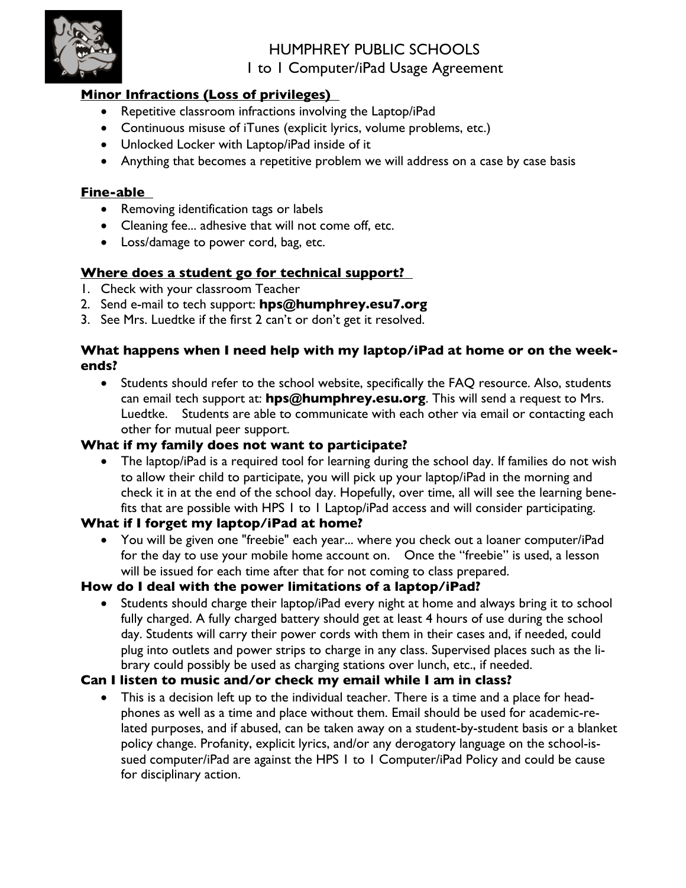# HUMPHREY PUBLIC SCHOOLS
## 1 to 1 Computer/iPad Usage Agreement

**Minor Infractions (Loss of privileges)**

- Repetitive classroom infractions involving the Laptop/iPad
- Continuous misuse of iTunes (explicit lyrics, volume problems, etc.)
- Unlocked Locker with Laptop/iPad inside of it
- Anything that becomes a repetitive problem we will address on a case by case basis

**Fine-able**

- Removing identification tags or labels
- Cleaning fee... adhesive that will not come off, etc.
- Loss/damage to power cord, bag, etc.

**Where does a student go for technical support?**

1. Check with your classroom Teacher
2. Send e-mail to tech support: **hps@humphrey.esu7.org**
3. See Mrs. Luedtke if the first 2 can't or don't get it resolved.

### What happens when I need help with my laptop/iPad at home or on the weekends?

- Students should refer to the school website, specifically the FAQ resource. Also, students can email tech support at: **hps@humphrey.esu.org**. This will send a request to Mrs. Luedtke. Students are able to communicate with each other via email or contacting each other for mutual peer support.

### What if my family does not want to participate?

- The laptop/iPad is a required tool for learning during the school day. If families do not wish to allow their child to participate, you will pick up your laptop/iPad in the morning and check it in at the end of the school day. Hopefully, over time, all will see the learning benefits that are possible with HPS 1 to 1 Laptop/iPad access and will consider participating.

### What if I forget my laptop/iPad at home?

- You will be given one "freebie" each year... where you check out a loaner computer/iPad for the day to use your mobile home account on. Once the "freebie" is used, a lesson will be issued for each time after that for not coming to class prepared.

### How do I deal with the power limitations of a laptop/iPad?

- Students should charge their laptop/iPad every night at home and always bring it to school fully charged. A fully charged battery should get at least 4 hours of use during the school day. Students will carry their power cords with them in their cases and, if needed, could plug into outlets and power strips to charge in any class. Supervised places such as the library could possibly be used as charging stations over lunch, etc., if needed.

### Can I listen to music and/or check my email while I am in class?

- This is a decision left up to the individual teacher. There is a time and a place for headphones as well as a time and place without them. Email should be used for academic-related purposes, and if abused, can be taken away on a student-by-student basis or a blanket policy change. Profanity, explicit lyrics, and/or any derogatory language on the school-issued computer/iPad are against the HPS 1 to 1 Computer/iPad Policy and could be cause for disciplinary action.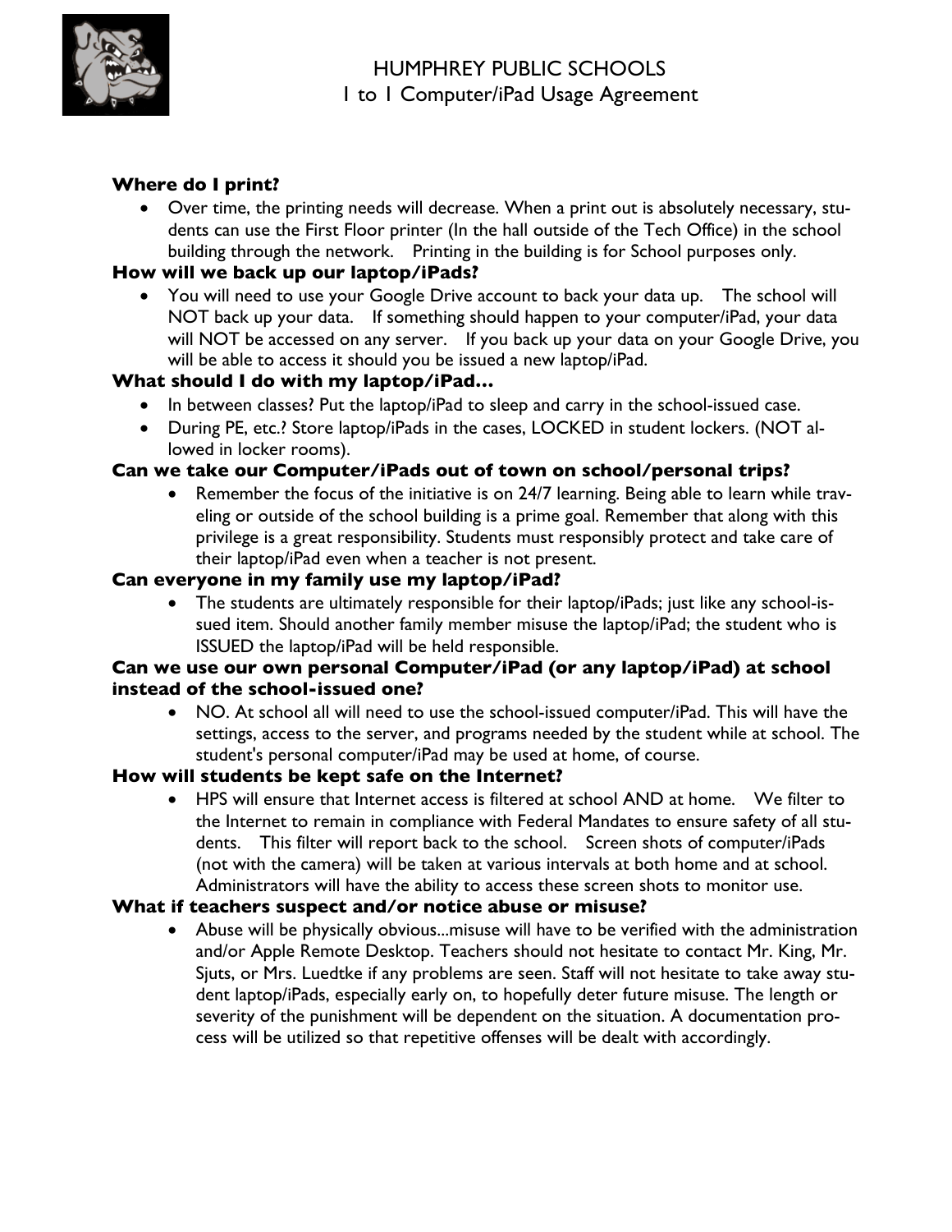# HUMPHREY PUBLIC SCHOOLS
## 1 to 1 Computer/iPad Usage Agreement

**Where do I print?**

- Over time, the printing needs will decrease. When a print out is absolutely necessary, students can use the First Floor printer (In the hall outside of the Tech Office) in the school building through the network. Printing in the building is for School purposes only.

**How will we back up our laptop/iPads?**

- You will need to use your Google Drive account to back your data up. The school will NOT back up your data. If something should happen to your computer/iPad, your data will NOT be accessed on any server. If you back up your data on your Google Drive, you will be able to access it should you be issued a new laptop/iPad.

**What should I do with my laptop/iPad…**

- In between classes? Put the laptop/iPad to sleep and carry in the school-issued case.
- During PE, etc.? Store laptop/iPads in the cases, LOCKED in student lockers. (NOT allowed in locker rooms).

**Can we take our Computer/iPads out of town on school/personal trips?**

- Remember the focus of the initiative is on 24/7 learning. Being able to learn while traveling or outside of the school building is a prime goal. Remember that along with this privilege is a great responsibility. Students must responsibly protect and take care of their laptop/iPad even when a teacher is not present.

**Can everyone in my family use my laptop/iPad?**

- The students are ultimately responsible for their laptop/iPads; just like any school-issued item. Should another family member misuse the laptop/iPad; the student who is ISSUED the laptop/iPad will be held responsible.

**Can we use our own personal Computer/iPad (or any laptop/iPad) at school instead of the school-issued one?**

- NO. At school all will need to use the school-issued computer/iPad. This will have the settings, access to the server, and programs needed by the student while at school. The student's personal computer/iPad may be used at home, of course.

**How will students be kept safe on the Internet?**

- HPS will ensure that Internet access is filtered at school AND at home. We filter to the Internet to remain in compliance with Federal Mandates to ensure safety of all students. This filter will report back to the school. Screen shots of computer/iPads (not with the camera) will be taken at various intervals at both home and at school. Administrators will have the ability to access these screen shots to monitor use.

**What if teachers suspect and/or notice abuse or misuse?**

- Abuse will be physically obvious...misuse will have to be verified with the administration and/or Apple Remote Desktop. Teachers should not hesitate to contact Mr. King, Mr. Sjuts, or Mrs. Luedtke if any problems are seen. Staff will not hesitate to take away student laptop/iPads, especially early on, to hopefully deter future misuse. The length or severity of the punishment will be dependent on the situation. A documentation process will be utilized so that repetitive offenses will be dealt with accordingly.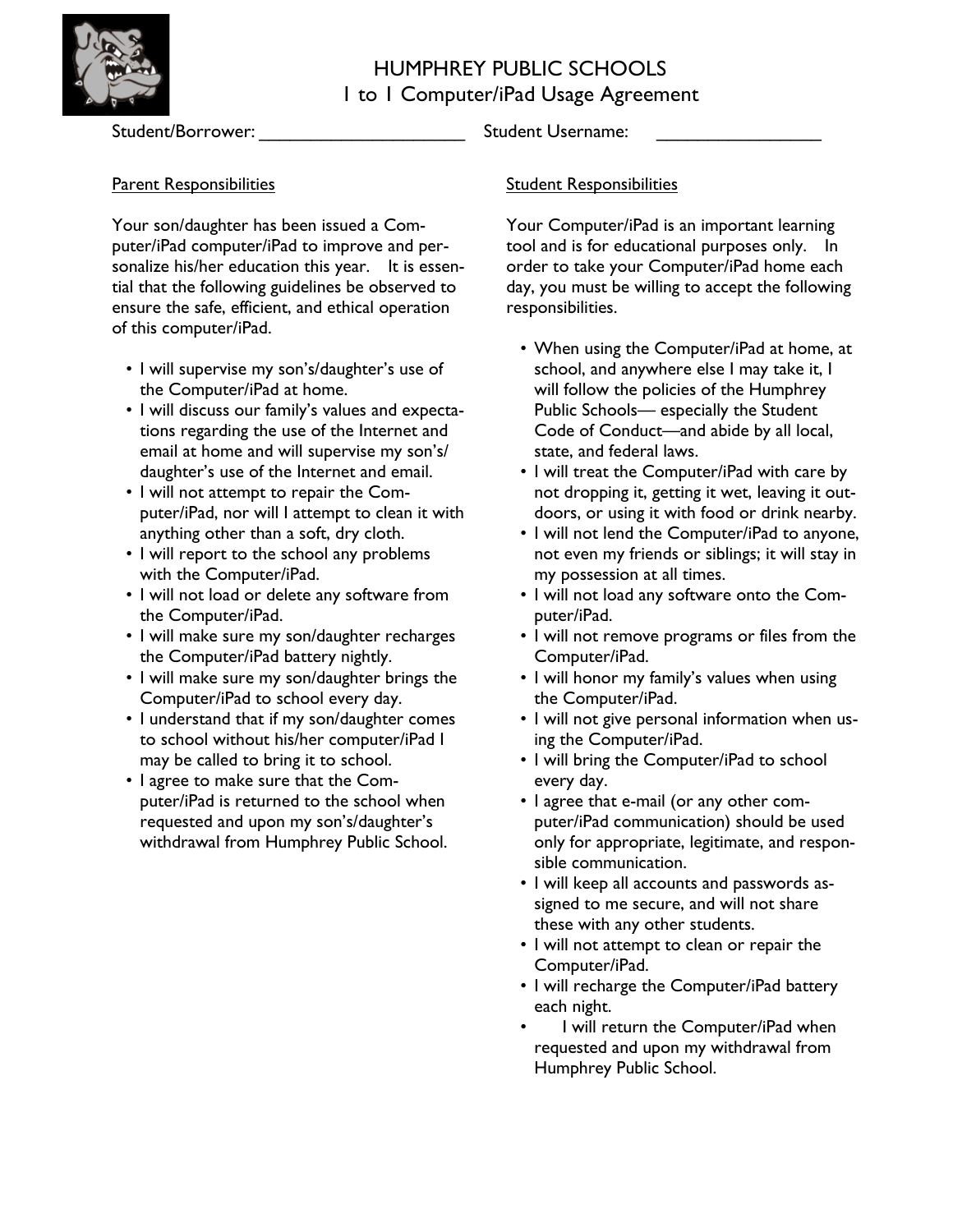# HUMPHREY PUBLIC SCHOOLS
## 1 to 1 Computer/iPad Usage Agreement

Student/Borrower: ______________________ Student Username: __________________

### Parent Responsibilities

Your son/daughter has been issued a Computer/iPad computer/iPad to improve and personalize his/her education this year. It is essential that the following guidelines be observed to ensure the safe, efficient, and ethical operation of this computer/iPad.

- I will supervise my son's/daughter's use of the Computer/iPad at home.
- I will discuss our family's values and expectations regarding the use of the Internet and email at home and will supervise my son's/daughter's use of the Internet and email.
- I will not attempt to repair the Computer/iPad, nor will I attempt to clean it with anything other than a soft, dry cloth.
- I will report to the school any problems with the Computer/iPad.
- I will not load or delete any software from the Computer/iPad.
- I will make sure my son/daughter recharges the Computer/iPad battery nightly.
- I will make sure my son/daughter brings the Computer/iPad to school every day.
- I understand that if my son/daughter comes to school without his/her computer/iPad I may be called to bring it to school.
- I agree to make sure that the Computer/iPad is returned to the school when requested and upon my son's/daughter's withdrawal from Humphrey Public School.

### Student Responsibilities

Your Computer/iPad is an important learning tool and is for educational purposes only. In order to take your Computer/iPad home each day, you must be willing to accept the following responsibilities.

- When using the Computer/iPad at home, at school, and anywhere else I may take it, I will follow the policies of the Humphrey Public Schools— especially the Student Code of Conduct—and abide by all local, state, and federal laws.
- I will treat the Computer/iPad with care by not dropping it, getting it wet, leaving it outdoors, or using it with food or drink nearby.
- I will not lend the Computer/iPad to anyone, not even my friends or siblings; it will stay in my possession at all times.
- I will not load any software onto the Computer/iPad.
- I will not remove programs or files from the Computer/iPad.
- I will honor my family's values when using the Computer/iPad.
- I will not give personal information when using the Computer/iPad.
- I will bring the Computer/iPad to school every day.
- I agree that e-mail (or any other computer/iPad communication) should be used only for appropriate, legitimate, and responsible communication.
- I will keep all accounts and passwords assigned to me secure, and will not share these with any other students.
- I will not attempt to clean or repair the Computer/iPad.
- I will recharge the Computer/iPad battery each night.
- I will return the Computer/iPad when requested and upon my withdrawal from Humphrey Public School.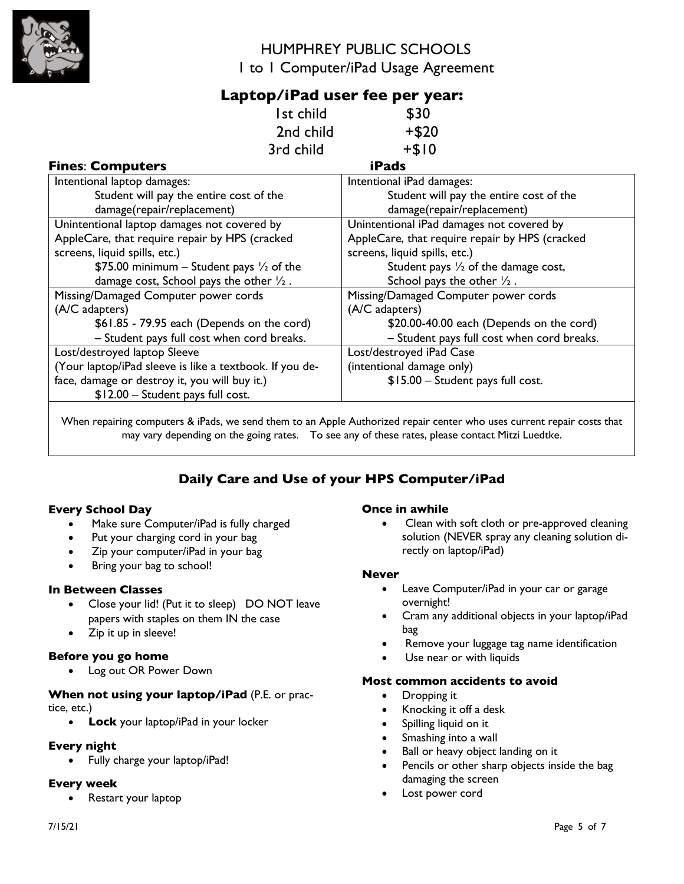# HUMPHREY PUBLIC SCHOOLS

## 1 to 1 Computer/iPad Usage Agreement

## Laptop/iPad user fee per year:

| | |
|---|---|
| 1st child | $30 |
| 2nd child | +$20 |
| 3rd child | +$10 |

**Fines**: **Computers** / **iPads**

| Computers | iPads |
|---|---|
| Intentional laptop damages: Student will pay the entire cost of the damage(repair/replacement) | Intentional iPad damages: Student will pay the entire cost of the damage(repair/replacement) |
| Unintentional laptop damages not covered by AppleCare, that require repair by HPS (cracked screens, liquid spills, etc.) $75.00 minimum – Student pays ½ of the damage cost, School pays the other ½ . | Unintentional iPad damages not covered by AppleCare, that require repair by HPS (cracked screens, liquid spills, etc.) Student pays ½ of the damage cost, School pays the other ½ . |
| Missing/Damaged Computer power cords (A/C adapters) $61.85 - 79.95 each (Depends on the cord) – Student pays full cost when cord breaks. | Missing/Damaged Computer power cords (A/C adapters) $20.00-40.00 each (Depends on the cord) – Student pays full cost when cord breaks. |
| Lost/destroyed laptop Sleeve (Your laptop/iPad sleeve is like a textbook. If you deface, damage or destroy it, you will buy it.) $12.00 – Student pays full cost. | Lost/destroyed iPad Case (intentional damage only) $15.00 – Student pays full cost. |

When repairing computers & iPads, we send them to an Apple Authorized repair center who uses current repair costs that may vary depending on the going rates. To see any of these rates, please contact Mitzi Luedtke.

## Daily Care and Use of your HPS Computer/iPad

#### Every School Day

- Make sure Computer/iPad is fully charged
- Put your charging cord in your bag
- Zip your computer/iPad in your bag
- Bring your bag to school!

#### In Between Classes

- Close your lid! (Put it to sleep) DO NOT leave papers with staples on them IN the case
- Zip it up in sleeve!

#### Before you go home

- Log out OR Power Down

#### When not using your laptop/iPad (P.E. or practice, etc.)

- **Lock** your laptop/iPad in your locker

#### Every night

- Fully charge your laptop/iPad!

#### Every week

- Restart your laptop

#### Once in awhile

- Clean with soft cloth or pre-approved cleaning solution (NEVER spray any cleaning solution directly on laptop/iPad)

#### Never

- Leave Computer/iPad in your car or garage overnight!
- Cram any additional objects in your laptop/iPad bag
- Remove your luggage tag name identification
- Use near or with liquids

#### Most common accidents to avoid

- Dropping it
- Knocking it off a desk
- Spilling liquid on it
- Smashing into a wall
- Ball or heavy object landing on it
- Pencils or other sharp objects inside the bag damaging the screen
- Lost power cord

7/15/21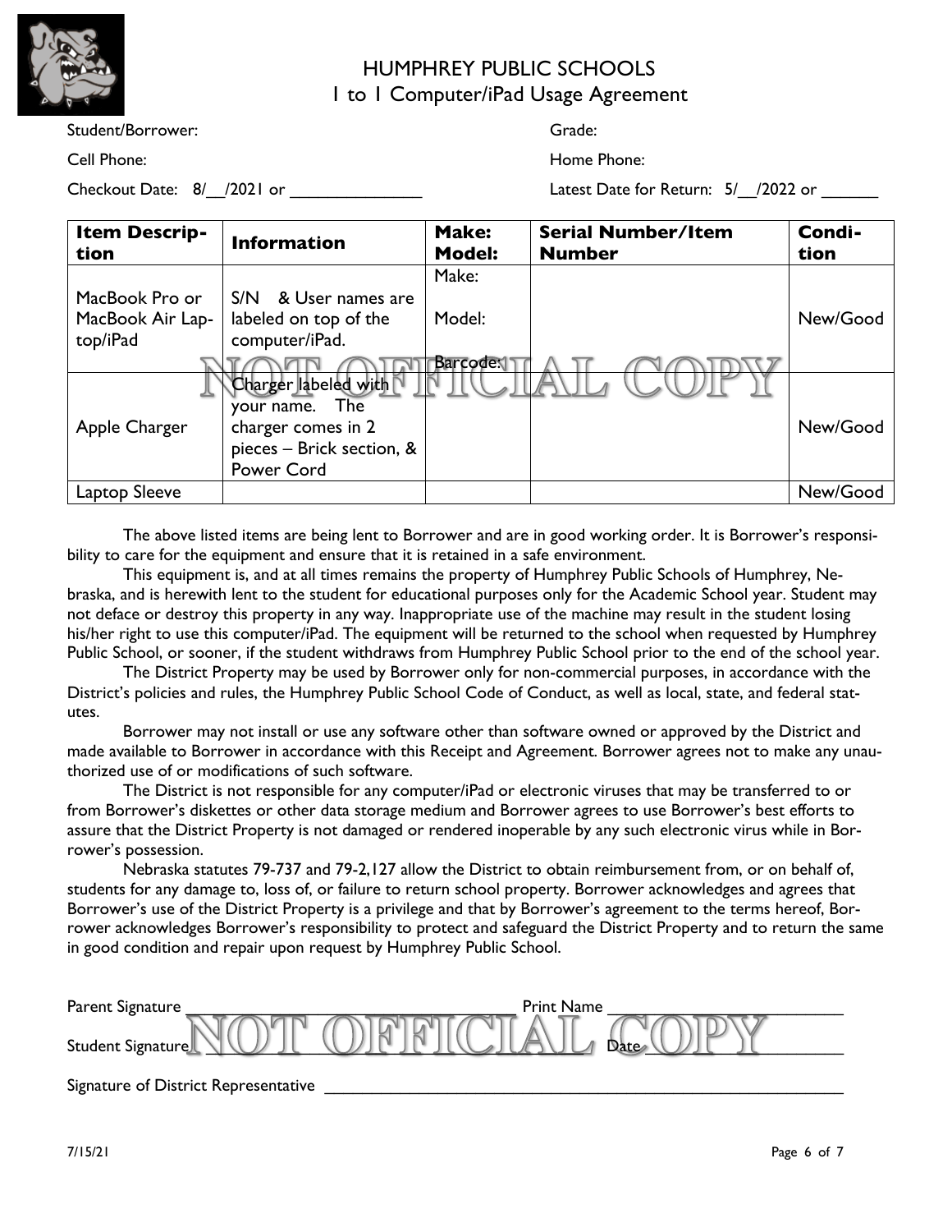# HUMPHREY PUBLIC SCHOOLS
## 1 to 1 Computer/iPad Usage Agreement

Student/Borrower: Grade:

Cell Phone: Home Phone:

Checkout Date: 8/__/2021 or ______________ Latest Date for Return: 5/__/2022 or ______

| Item Description | Information | Make: Model: | Serial Number/Item Number | Condition |
|---|---|---|---|---|
| MacBook Pro or MacBook Air Laptop/iPad | S/N & User names are labeled on top of the computer/iPad. | Make:<br>Model:<br>Barcode: | | New/Good |
| Apple Charger | Charger labeled with your name. The charger comes in 2 pieces – Brick section, & Power Cord | | | New/Good |
| Laptop Sleeve | | | | New/Good |

NOT OFFICIAL COPY

The above listed items are being lent to Borrower and are in good working order. It is Borrower's responsibility to care for the equipment and ensure that it is retained in a safe environment.

This equipment is, and at all times remains the property of Humphrey Public Schools of Humphrey, Nebraska, and is herewith lent to the student for educational purposes only for the Academic School year. Student may not deface or destroy this property in any way. Inappropriate use of the machine may result in the student losing his/her right to use this computer/iPad. The equipment will be returned to the school when requested by Humphrey Public School, or sooner, if the student withdraws from Humphrey Public School prior to the end of the school year.

The District Property may be used by Borrower only for non-commercial purposes, in accordance with the District's policies and rules, the Humphrey Public School Code of Conduct, as well as local, state, and federal statutes.

Borrower may not install or use any software other than software owned or approved by the District and made available to Borrower in accordance with this Receipt and Agreement. Borrower agrees not to make any unauthorized use of or modifications of such software.

The District is not responsible for any computer/iPad or electronic viruses that may be transferred to or from Borrower's diskettes or other data storage medium and Borrower agrees to use Borrower's best efforts to assure that the District Property is not damaged or rendered inoperable by any such electronic virus while in Borrower's possession.

Nebraska statutes 79-737 and 79-2,127 allow the District to obtain reimbursement from, or on behalf of, students for any damage to, loss of, or failure to return school property. Borrower acknowledges and agrees that Borrower's use of the District Property is a privilege and that by Borrower's agreement to the terms hereof, Borrower acknowledges Borrower's responsibility to protect and safeguard the District Property and to return the same in good condition and repair upon request by Humphrey Public School.

Parent Signature ________________________________ Print Name ________________________

Student Signature ________________________________ Date ________________________

NOT OFFICIAL COPY

Signature of District Representative ________________________________________________

7/15/21